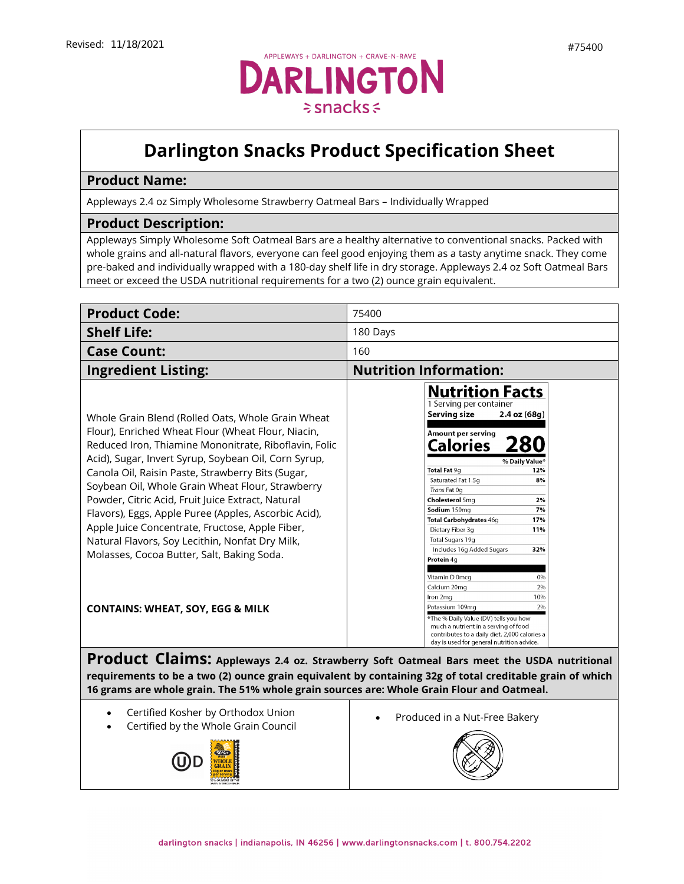Revised: 11/18/2021

#75400

APPLEWAYS + DARLINGTON + CRAVE-N-RAVE

DARLINGTON snacks

# Darlington Snacks Product Specification Sheet

## Product Name:

Appleways 2.4 oz Simply Wholesome Strawberry Oatmeal Bars – Individually Wrapped

## Product Description:

Appleways Simply Wholesome Soft Oatmeal Bars are a healthy alternative to conventional snacks. Packed with whole grains and all-natural flavors, everyone can feel good enjoying them as a tasty anytime snack. They come pre-baked and individually wrapped with a 180-day shelf life in dry storage. Appleways 2.4 oz Soft Oatmeal Bars meet or exceed the USDA nutritional requirements for a two (2) ounce grain equivalent.

| | |
|---|---|
| **Product Code:** | 75400 |
| **Shelf Life:** | 180 Days |
| **Case Count:** | 160 |

## Ingredient Listing:

Whole Grain Blend (Rolled Oats, Whole Grain Wheat Flour), Enriched Wheat Flour (Wheat Flour, Niacin, Reduced Iron, Thiamine Mononitrate, Riboflavin, Folic Acid), Sugar, Invert Syrup, Soybean Oil, Corn Syrup, Canola Oil, Raisin Paste, Strawberry Bits (Sugar, Soybean Oil, Whole Grain Wheat Flour, Strawberry Powder, Citric Acid, Fruit Juice Extract, Natural Flavors), Eggs, Apple Puree (Apples, Ascorbic Acid), Apple Juice Concentrate, Fructose, Apple Fiber, Natural Flavors, Soy Lecithin, Nonfat Dry Milk, Molasses, Cocoa Butter, Salt, Baking Soda.

**CONTAINS: WHEAT, SOY, EGG & MILK**

## Nutrition Information:

**Nutrition Facts**

1 Serving per container

**Serving size 2.4 oz (68g)**

**Amount per serving**

**Calories 280**

| | % Daily Value* |
|---|---|
| **Total Fat** 9g | 12% |
| Saturated Fat 1.5g | 8% |
| *Trans* Fat 0g | |
| **Cholesterol** 5mg | 2% |
| **Sodium** 150mg | 7% |
| **Total Carbohydrates** 46g | 17% |
| Dietary Fiber 3g | 11% |
| Total Sugars 19g | |
| Includes 16g Added Sugars | 32% |
| **Protein** 4g | |
| Vitamin D 0mcg | 0% |
| Calcium 20mg | 2% |
| Iron 2mg | 10% |
| Potassium 109mg | 2% |

*The % Daily Value (DV) tells you how much a nutrient in a serving of food contributes to a daily diet. 2,000 calories a day is used for general nutrition advice.

**Product Claims: Appleways 2.4 oz. Strawberry Soft Oatmeal Bars meet the USDA nutritional requirements to be a two (2) ounce grain equivalent by containing 32g of total creditable grain of which 16 grams are whole grain. The 51% whole grain sources are: Whole Grain Flour and Oatmeal.**

- Certified Kosher by Orthodox Union
- Certified by the Whole Grain Council

- Produced in a Nut-Free Bakery

darlington snacks | indianapolis, IN 46256 | www.darlingtonsnacks.com | t. 800.754.2202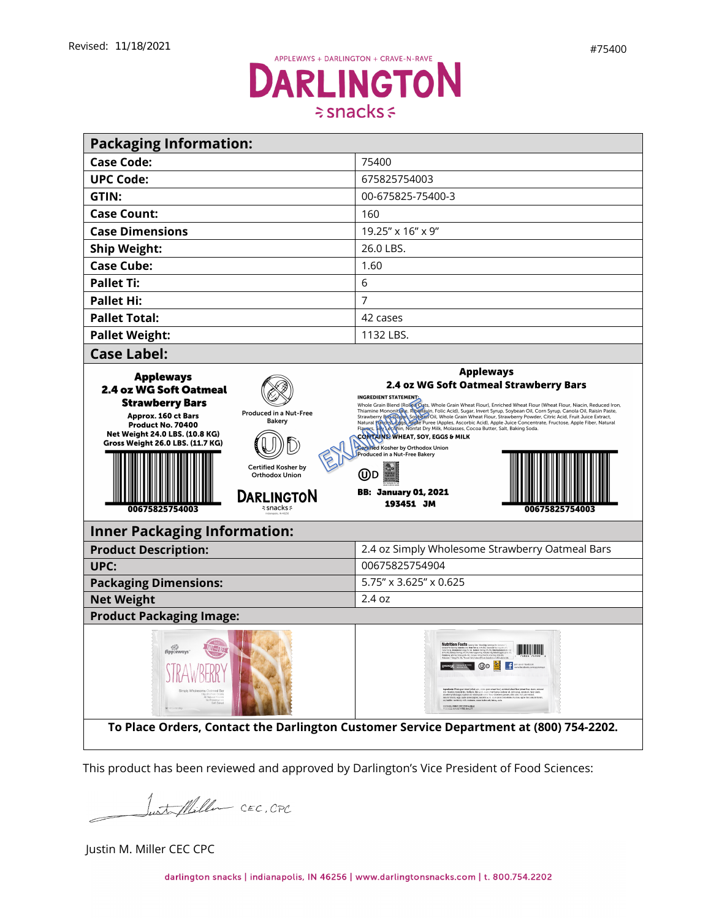Revised: 11/18/2021

#75400

APPLEWAYS + DARLINGTON + CRAVE-N-RAVE

DARLINGTON snacks

| Packaging Information: | |
|---|---|
| Case Code: | 75400 |
| UPC Code: | 675825754003 |
| GTIN: | 00-675825-75400-3 |
| Case Count: | 160 |
| Case Dimensions | 19.25" x 16" x 9" |
| Ship Weight: | 26.0 LBS. |
| Case Cube: | 1.60 |
| Pallet Ti: | 6 |
| Pallet Hi: | 7 |
| Pallet Total: | 42 cases |
| Pallet Weight: | 1132 LBS. |

**Case Label:**

**Appleways**
**2.4 oz WG Soft Oatmeal Strawberry Bars**
Approx. 160 ct Bars
Product No. 70400
Net Weight 24.0 LBS. (10.8 KG)
Gross Weight 26.0 LBS. (11.7 KG)

00675825754003

Produced in a Nut-Free Bakery

Certified Kosher by Orthodox Union

DARLINGTON snacks

**Appleways**
**2.4 oz WG Soft Oatmeal Strawberry Bars**

INGREDIENT STATEMENT:
Whole Grain Blend (Rolled Oats, Whole Grain Wheat Flour), Enriched Wheat Flour (Wheat Flour, Niacin, Reduced Iron, Thiamine Mononitrate, Riboflavin, Folic Acid), Sugar, Invert Syrup, Soybean Oil, Corn Syrup, Canola Oil, Raisin Paste, Strawberry Bits (Sugar, Soybean Oil, Whole Grain Wheat Flour, Strawberry Powder, Citric Acid, Fruit Juice Extract, Natural Flavors), Eggs, Apple Puree (Apples, Ascorbic Acid), Apple Juice Concentrate, Fructose, Apple Fiber, Natural Flavors, Soy Lecithin, Nonfat Dry Milk, Molasses, Cocoa Butter, Salt, Baking Soda.
CONTAINS: WHEAT, SOY, EGGS & MILK
Certified Kosher by Orthodox Union
Produced in a Nut-Free Bakery

EXAMPLE

BB: January 01, 2021
193451 JM

00675825754003

| Inner Packaging Information: | |
|---|---|
| Product Description: | 2.4 oz Simply Wholesome Strawberry Oatmeal Bars |
| UPC: | 00675825754904 |
| Packaging Dimensions: | 5.75" x 3.625" x 0.625 |
| Net Weight | 2.4 oz |

**Product Packaging Image:**

**To Place Orders, Contact the Darlington Customer Service Department at (800) 754-2202.**

This product has been reviewed and approved by Darlington's Vice President of Food Sciences:

Justin M. Miller CEC CPC

darlington snacks | indianapolis, IN 46256 | www.darlingtonsnacks.com | t. 800.754.2202